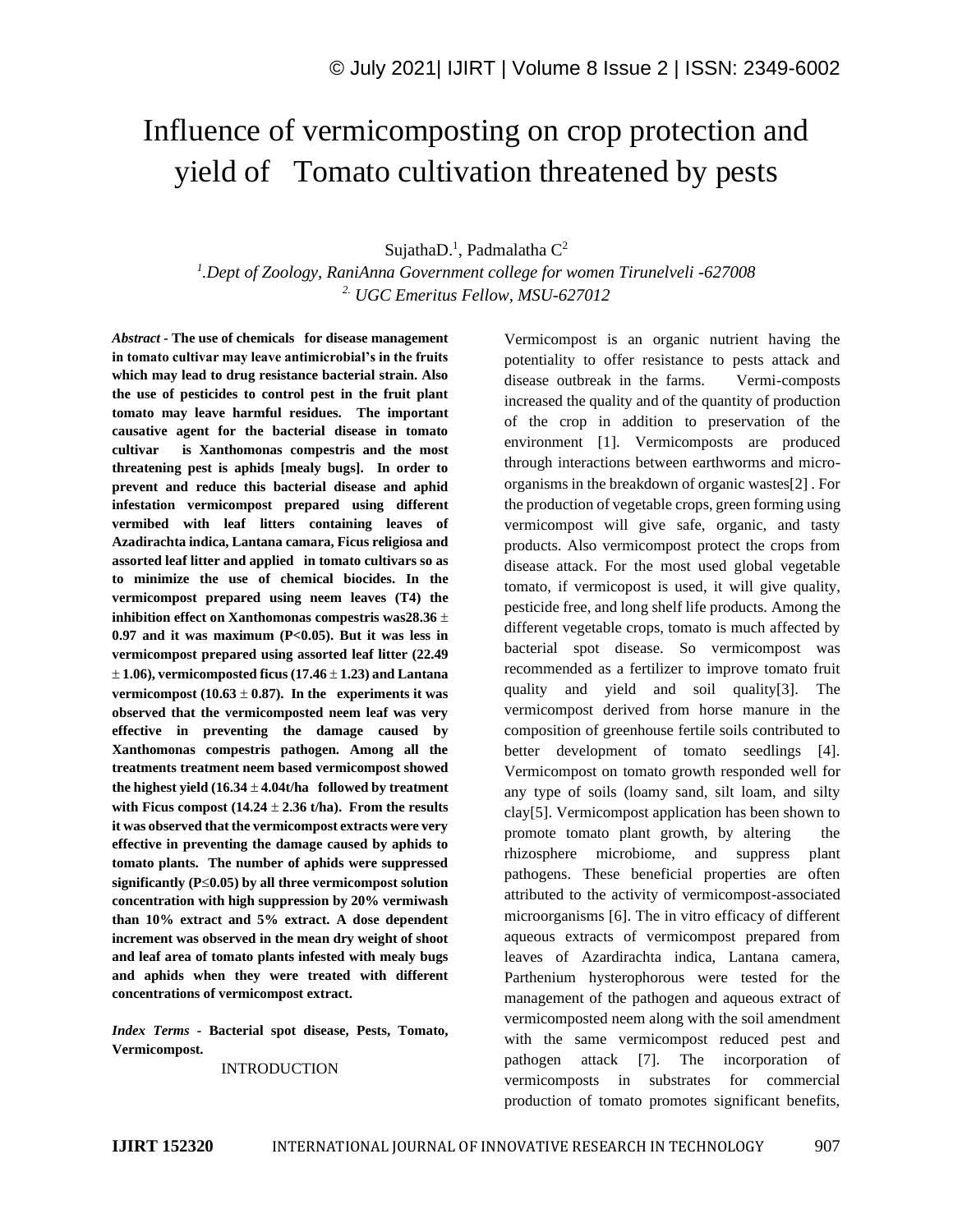# Influence of vermicomposting on crop protection and yield of Tomato cultivation threatened by pests

SujathaD.[1], Padmalatha C[2]

[1].Dept of Zoology, RaniAnna Government college for women Tirunelveli -627008

[2]. UGC Emeritus Fellow, MSU-627012

***Abstract*** **- The use of chemicals for disease management in tomato cultivar may leave antimicrobial's in the fruits which may lead to drug resistance bacterial strain. Also the use of pesticides to control pest in the fruit plant tomato may leave harmful residues. The important causative agent for the bacterial disease in tomato cultivar is Xanthomonas compestris and the most threatening pest is aphids [mealy bugs]. In order to prevent and reduce this bacterial disease and aphid infestation vermicompost prepared using different vermibed with leaf litters containing leaves of Azadirachta indica, Lantana camara, Ficus religiosa and assorted leaf litter and applied in tomato cultivars so as to minimize the use of chemical biocides. In the vermicompost prepared using neem leaves (T4) the inhibition effect on Xanthomonas compestris was28.36 ± 0.97 and it was maximum (P<0.05). But it was less in vermicompost prepared using assorted leaf litter (22.49 ± 1.06), vermicomposted ficus (17.46 ± 1.23) and Lantana vermicompost (10.63 ± 0.87). In the experiments it was observed that the vermicomposted neem leaf was very effective in preventing the damage caused by Xanthomonas compestris pathogen. Among all the treatments treatment neem based vermicompost showed the highest yield (16.34 ± 4.04t/ha followed by treatment with Ficus compost (14.24 ± 2.36 t/ha). From the results it was observed that the vermicompost extracts were very effective in preventing the damage caused by aphids to tomato plants. The number of aphids were suppressed significantly (P≤0.05) by all three vermicompost solution concentration with high suppression by 20% vermiwash than 10% extract and 5% extract. A dose dependent increment was observed in the mean dry weight of shoot and leaf area of tomato plants infested with mealy bugs and aphids when they were treated with different concentrations of vermicompost extract.**

***Index Terms*** **- Bacterial spot disease, Pests, Tomato, Vermicompost.**

## INTRODUCTION

Vermicompost is an organic nutrient having the potentiality to offer resistance to pests attack and disease outbreak in the farms. Vermi-composts increased the quality and of the quantity of production of the crop in addition to preservation of the environment [1]. Vermicomposts are produced through interactions between earthworms and micro-organisms in the breakdown of organic wastes[2] . For the production of vegetable crops, green forming using vermicompost will give safe, organic, and tasty products. Also vermicompost protect the crops from disease attack. For the most used global vegetable tomato, if vermicopost is used, it will give quality, pesticide free, and long shelf life products. Among the different vegetable crops, tomato is much affected by bacterial spot disease. So vermicompost was recommended as a fertilizer to improve tomato fruit quality and yield and soil quality[3]. The vermicompost derived from horse manure in the composition of greenhouse fertile soils contributed to better development of tomato seedlings [4]. Vermicompost on tomato growth responded well for any type of soils (loamy sand, silt loam, and silty clay[5]. Vermicompost application has been shown to promote tomato plant growth, by altering the rhizosphere microbiome, and suppress plant pathogens. These beneficial properties are often attributed to the activity of vermicompost-associated microorganisms [6]. The in vitro efficacy of different aqueous extracts of vermicompost prepared from leaves of Azardirachta indica, Lantana camera, Parthenium hysterophorous were tested for the management of the pathogen and aqueous extract of vermicomposted neem along with the soil amendment with the same vermicompost reduced pest and pathogen attack [7]. The incorporation of vermicomposts in substrates for commercial production of tomato promotes significant benefits,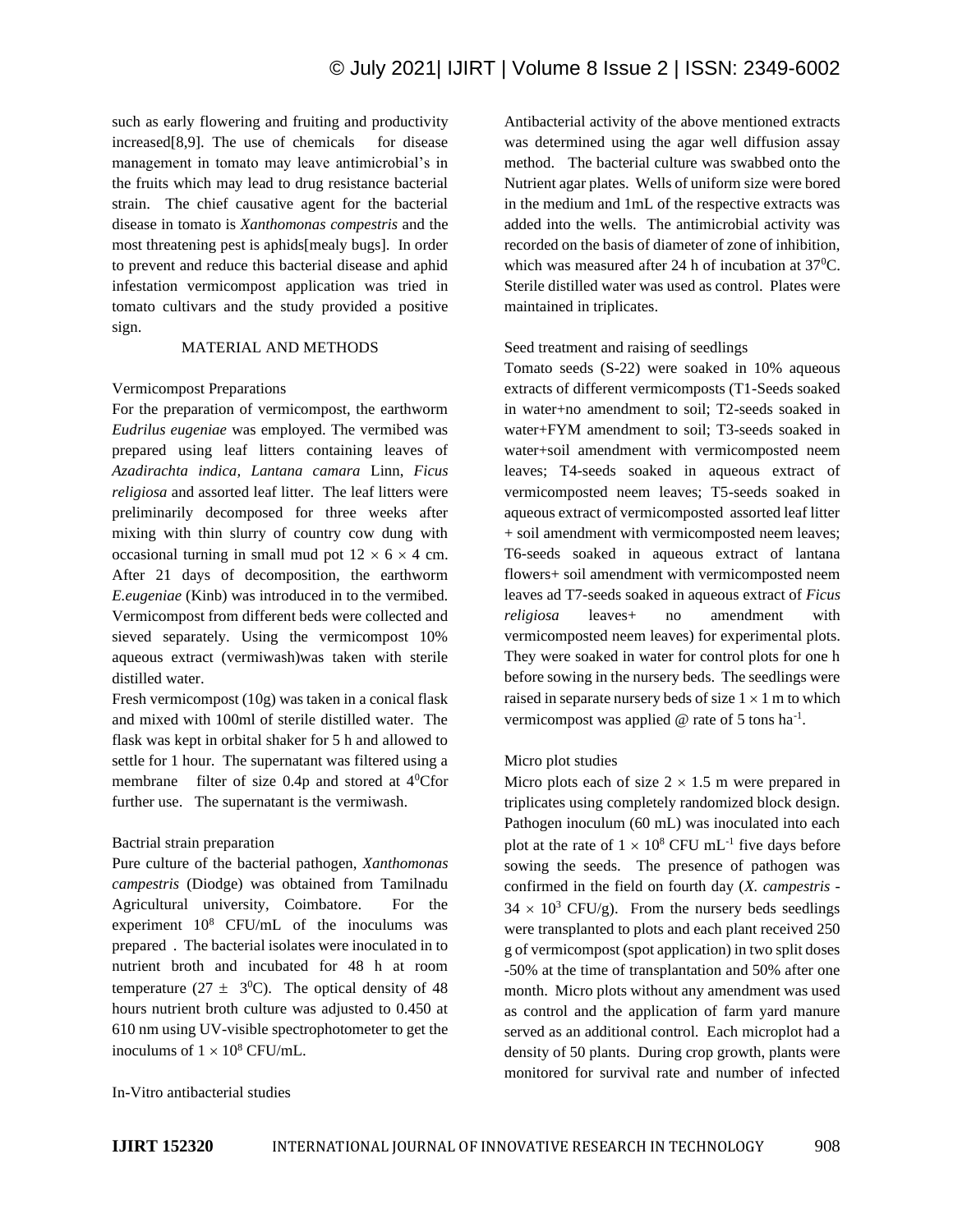such as early flowering and fruiting and productivity increased[8,9]. The use of chemicals for disease management in tomato may leave antimicrobial's in the fruits which may lead to drug resistance bacterial strain. The chief causative agent for the bacterial disease in tomato is *Xanthomonas compestris* and the most threatening pest is aphids[mealy bugs]. In order to prevent and reduce this bacterial disease and aphid infestation vermicompost application was tried in tomato cultivars and the study provided a positive sign.

## MATERIAL AND METHODS

### Vermicompost Preparations

For the preparation of vermicompost, the earthworm *Eudrilus eugeniae* was employed. The vermibed was prepared using leaf litters containing leaves of *Azadirachta indica, Lantana camara* Linn, *Ficus religiosa* and assorted leaf litter. The leaf litters were preliminarily decomposed for three weeks after mixing with thin slurry of country cow dung with occasional turning in small mud pot $12 \times 6 \times 4$ cm. After 21 days of decomposition, the earthworm *E.eugeniae* (Kinb) was introduced in to the vermibed. Vermicompost from different beds were collected and sieved separately. Using the vermicompost 10% aqueous extract (vermiwash)was taken with sterile distilled water.

Fresh vermicompost (10g) was taken in a conical flask and mixed with 100ml of sterile distilled water. The flask was kept in orbital shaker for 5 h and allowed to settle for 1 hour. The supernatant was filtered using a membrane filter of size 0.4p and stored at $4^0$Cfor further use. The supernatant is the vermiwash.

### Bactrial strain preparation

Pure culture of the bacterial pathogen, *Xanthomonas campestris* (Diodge) was obtained from Tamilnadu Agricultural university, Coimbatore. For the experiment $10^8$ CFU/mL of the inoculums was prepared . The bacterial isolates were inoculated in to nutrient broth and incubated for 48 h at room temperature ($27 \pm 3^0$C). The optical density of 48 hours nutrient broth culture was adjusted to 0.450 at 610 nm using UV-visible spectrophotometer to get the inoculums of $1 \times 10^8$ CFU/mL.

### In-Vitro antibacterial studies

Antibacterial activity of the above mentioned extracts was determined using the agar well diffusion assay method. The bacterial culture was swabbed onto the Nutrient agar plates. Wells of uniform size were bored in the medium and 1mL of the respective extracts was added into the wells. The antimicrobial activity was recorded on the basis of diameter of zone of inhibition, which was measured after 24 h of incubation at $37^0$C. Sterile distilled water was used as control. Plates were maintained in triplicates.

### Seed treatment and raising of seedlings

Tomato seeds (S-22) were soaked in 10% aqueous extracts of different vermicomposts (T1-Seeds soaked in water+no amendment to soil; T2-seeds soaked in water+FYM amendment to soil; T3-seeds soaked in water+soil amendment with vermicomposted neem leaves; T4-seeds soaked in aqueous extract of vermicomposted neem leaves; T5-seeds soaked in aqueous extract of vermicomposted assorted leaf litter + soil amendment with vermicomposted neem leaves; T6-seeds soaked in aqueous extract of lantana flowers+ soil amendment with vermicomposted neem leaves ad T7-seeds soaked in aqueous extract of *Ficus religiosa* leaves+ no amendment with vermicomposted neem leaves) for experimental plots. They were soaked in water for control plots for one h before sowing in the nursery beds. The seedlings were raised in separate nursery beds of size $1 \times 1$ m to which vermicompost was applied @ rate of 5 tons $ha^{-1}$.

### Micro plot studies

Micro plots each of size $2 \times 1.5$ m were prepared in triplicates using completely randomized block design. Pathogen inoculum (60 mL) was inoculated into each plot at the rate of $1 \times 10^8$ CFU $mL^{-1}$ five days before sowing the seeds. The presence of pathogen was confirmed in the field on fourth day (*X. campestris* - $34 \times 10^3$ CFU/g). From the nursery beds seedlings were transplanted to plots and each plant received 250 g of vermicompost (spot application) in two split doses -50% at the time of transplantation and 50% after one month. Micro plots without any amendment was used as control and the application of farm yard manure served as an additional control. Each microplot had a density of 50 plants. During crop growth, plants were monitored for survival rate and number of infected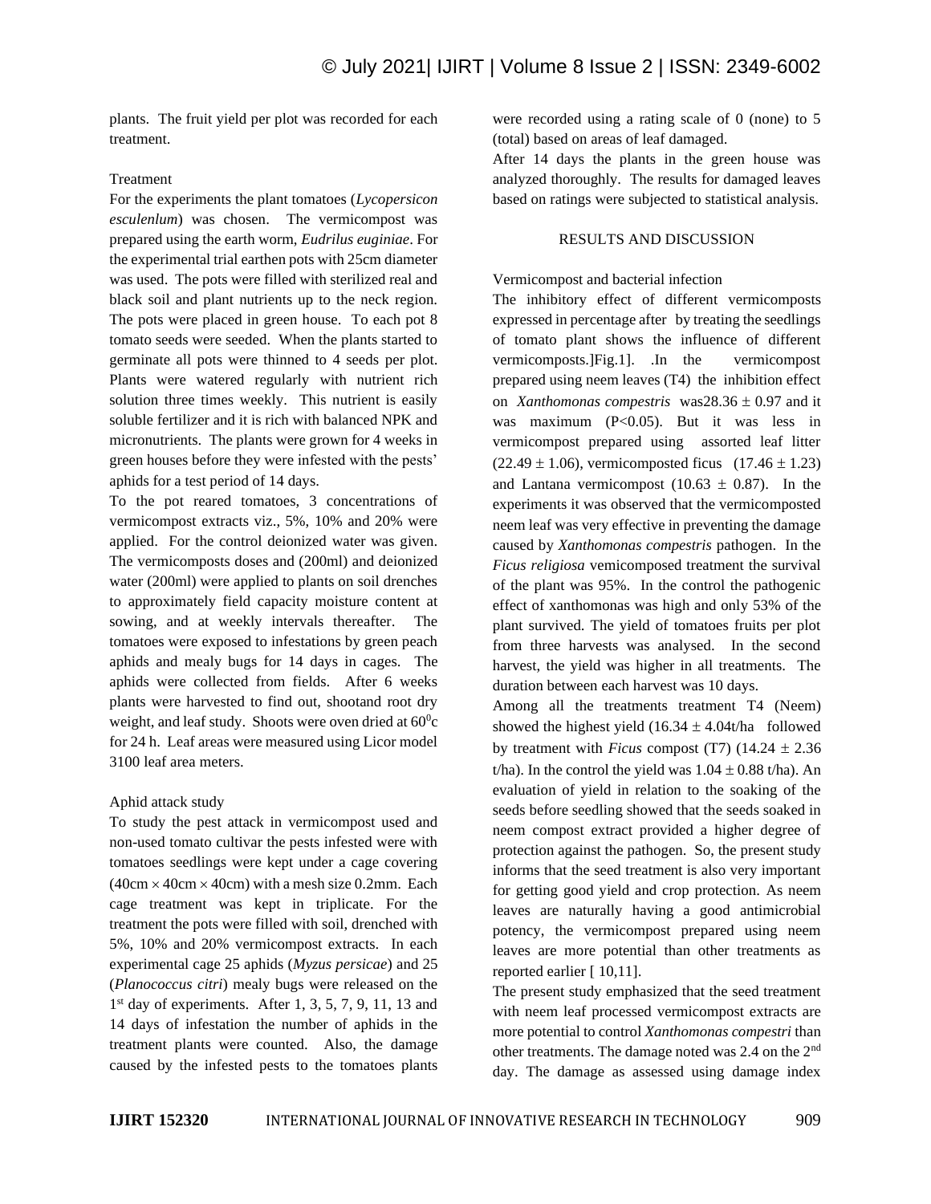plants. The fruit yield per plot was recorded for each treatment.

Treatment

For the experiments the plant tomatoes (*Lycopersicon esculenlum*) was chosen. The vermicompost was prepared using the earth worm, *Eudrilus euginiae*. For the experimental trial earthen pots with 25cm diameter was used. The pots were filled with sterilized real and black soil and plant nutrients up to the neck region. The pots were placed in green house. To each pot 8 tomato seeds were seeded. When the plants started to germinate all pots were thinned to 4 seeds per plot. Plants were watered regularly with nutrient rich solution three times weekly. This nutrient is easily soluble fertilizer and it is rich with balanced NPK and micronutrients. The plants were grown for 4 weeks in green houses before they were infested with the pests' aphids for a test period of 14 days.

To the pot reared tomatoes, 3 concentrations of vermicompost extracts viz., 5%, 10% and 20% were applied. For the control deionized water was given. The vermicomposts doses and (200ml) and deionized water (200ml) were applied to plants on soil drenches to approximately field capacity moisture content at sowing, and at weekly intervals thereafter. The tomatoes were exposed to infestations by green peach aphids and mealy bugs for 14 days in cages. The aphids were collected from fields. After 6 weeks plants were harvested to find out, shootand root dry weight, and leaf study. Shoots were oven dried at $60^0$c for 24 h. Leaf areas were measured using Licor model 3100 leaf area meters.

Aphid attack study

To study the pest attack in vermicompost used and non-used tomato cultivar the pests infested were with tomatoes seedlings were kept under a cage covering ($40cm \times 40cm \times 40cm$) with a mesh size 0.2mm. Each cage treatment was kept in triplicate. For the treatment the pots were filled with soil, drenched with 5%, 10% and 20% vermicompost extracts. In each experimental cage 25 aphids (*Myzus persicae*) and 25 (*Planococcus citri*) mealy bugs were released on the 1st day of experiments. After 1, 3, 5, 7, 9, 11, 13 and 14 days of infestation the number of aphids in the treatment plants were counted. Also, the damage caused by the infested pests to the tomatoes plants were recorded using a rating scale of 0 (none) to 5 (total) based on areas of leaf damaged.

After 14 days the plants in the green house was analyzed thoroughly. The results for damaged leaves based on ratings were subjected to statistical analysis.

## RESULTS AND DISCUSSION

Vermicompost and bacterial infection

The inhibitory effect of different vermicomposts expressed in percentage after by treating the seedlings of tomato plant shows the influence of different vermicomposts.]Fig.1]. .In the vermicompost prepared using neem leaves (T4) the inhibition effect on *Xanthomonas compestris* was$28.36 \pm 0.97$ and it was maximum ($P<0.05$). But it was less in vermicompost prepared using assorted leaf litter ($22.49 \pm 1.06$), vermicomposted ficus ($17.46 \pm 1.23$) and Lantana vermicompost ($10.63 \pm 0.87$). In the experiments it was observed that the vermicomposted neem leaf was very effective in preventing the damage caused by *Xanthomonas compestris* pathogen. In the *Ficus religiosa* vemicomposed treatment the survival of the plant was 95%. In the control the pathogenic effect of xanthomonas was high and only 53% of the plant survived. The yield of tomatoes fruits per plot from three harvests was analysed. In the second harvest, the yield was higher in all treatments. The duration between each harvest was 10 days.

Among all the treatments treatment T4 (Neem) showed the highest yield ($16.34 \pm 4.04$t/ha followed by treatment with *Ficus* compost (T7) ($14.24 \pm 2.36$ t/ha). In the control the yield was $1.04 \pm 0.88$ t/ha). An evaluation of yield in relation to the soaking of the seeds before seedling showed that the seeds soaked in neem compost extract provided a higher degree of protection against the pathogen. So, the present study informs that the seed treatment is also very important for getting good yield and crop protection. As neem leaves are naturally having a good antimicrobial potency, the vermicompost prepared using neem leaves are more potential than other treatments as reported earlier [ 10,11].

The present study emphasized that the seed treatment with neem leaf processed vermicompost extracts are more potential to control *Xanthomonas compestri* than other treatments. The damage noted was 2.4 on the 2nd day. The damage as assessed using damage index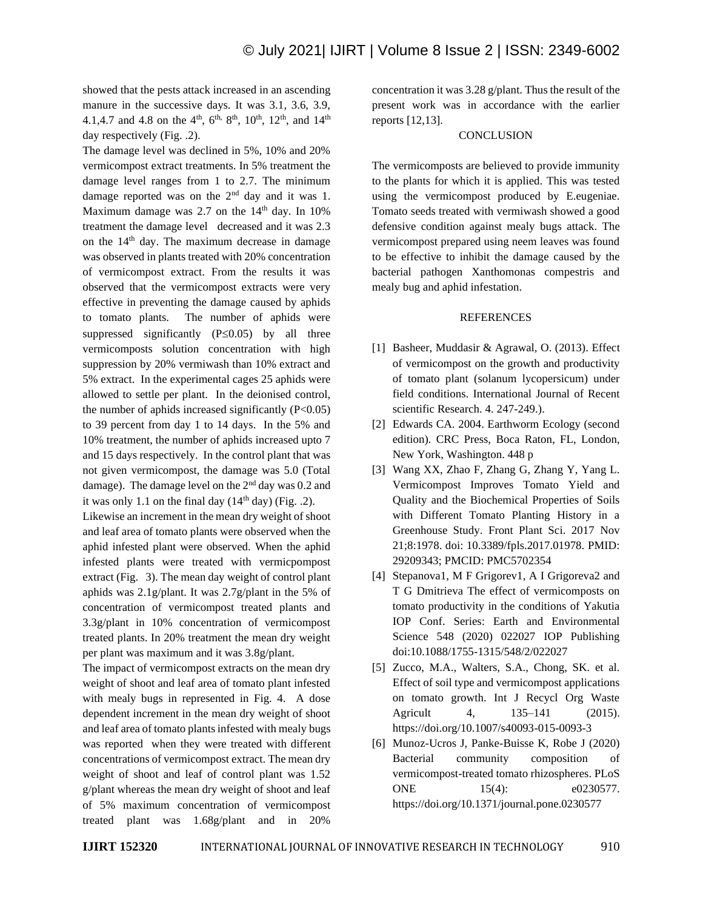showed that the pests attack increased in an ascending manure in the successive days. It was 3.1, 3.6, 3.9, 4.1,4.7 and 4.8 on the 4th, 6th, 8th, 10th, 12th, and 14th day respectively (Fig. .2).

The damage level was declined in 5%, 10% and 20% vermicompost extract treatments. In 5% treatment the damage level ranges from 1 to 2.7. The minimum damage reported was on the 2nd day and it was 1. Maximum damage was 2.7 on the 14th day. In 10% treatment the damage level decreased and it was 2.3 on the 14th day. The maximum decrease in damage was observed in plants treated with 20% concentration of vermicompost extract. From the results it was observed that the vermicompost extracts were very effective in preventing the damage caused by aphids to tomato plants. The number of aphids were suppressed significantly ($P \leq 0.05$) by all three vermicomposts solution concentration with high suppression by 20% vermiwash than 10% extract and 5% extract. In the experimental cages 25 aphids were allowed to settle per plant. In the deionised control, the number of aphids increased significantly ($P<0.05$) to 39 percent from day 1 to 14 days. In the 5% and 10% treatment, the number of aphids increased upto 7 and 15 days respectively. In the control plant that was not given vermicompost, the damage was 5.0 (Total damage). The damage level on the 2nd day was 0.2 and it was only 1.1 on the final day (14th day) (Fig. .2).

Likewise an increment in the mean dry weight of shoot and leaf area of tomato plants were observed when the aphid infested plant were observed. When the aphid infested plants were treated with vermicpompost extract (Fig. 3). The mean day weight of control plant aphids was 2.1g/plant. It was 2.7g/plant in the 5% of concentration of vermicompost treated plants and 3.3g/plant in 10% concentration of vermicompost treated plants. In 20% treatment the mean dry weight per plant was maximum and it was 3.8g/plant.

The impact of vermicompost extracts on the mean dry weight of shoot and leaf area of tomato plant infested with mealy bugs in represented in Fig. 4. A dose dependent increment in the mean dry weight of shoot and leaf area of tomato plants infested with mealy bugs was reported when they were treated with different concentrations of vermicompost extract. The mean dry weight of shoot and leaf of control plant was 1.52 g/plant whereas the mean dry weight of shoot and leaf of 5% maximum concentration of vermicompost treated plant was 1.68g/plant and in 20% concentration it was 3.28 g/plant. Thus the result of the present work was in accordance with the earlier reports [12,13].

## CONCLUSION

The vermicomposts are believed to provide immunity to the plants for which it is applied. This was tested using the vermicompost produced by E.eugeniae. Tomato seeds treated with vermiwash showed a good defensive condition against mealy bugs attack. The vermicompost prepared using neem leaves was found to be effective to inhibit the damage caused by the bacterial pathogen Xanthomonas compestris and mealy bug and aphid infestation.

## REFERENCES

[1] Basheer, Muddasir & Agrawal, O. (2013). Effect of vermicompost on the growth and productivity of tomato plant (solanum lycopersicum) under field conditions. International Journal of Recent scientific Research. 4. 247-249.).

[2] Edwards CA. 2004. Earthworm Ecology (second edition). CRC Press, Boca Raton, FL, London, New York, Washington. 448 p

[3] Wang XX, Zhao F, Zhang G, Zhang Y, Yang L. Vermicompost Improves Tomato Yield and Quality and the Biochemical Properties of Soils with Different Tomato Planting History in a Greenhouse Study. Front Plant Sci. 2017 Nov 21;8:1978. doi: 10.3389/fpls.2017.01978. PMID: 29209343; PMCID: PMC5702354

[4] Stepanova1, M F Grigorev1, A I Grigoreva2 and T G Dmitrieva The effect of vermicomposts on tomato productivity in the conditions of Yakutia IOP Conf. Series: Earth and Environmental Science 548 (2020) 022027 IOP Publishing doi:10.1088/1755-1315/548/2/022027

[5] Zucco, M.A., Walters, S.A., Chong, SK. et al. Effect of soil type and vermicompost applications on tomato growth. Int J Recycl Org Waste Agricult 4, 135–141 (2015). https://doi.org/10.1007/s40093-015-0093-3

[6] Munoz-Ucros J, Panke-Buisse K, Robe J (2020) Bacterial community composition of vermicompost-treated tomato rhizospheres. PLoS ONE 15(4): e0230577. https://doi.org/10.1371/journal.pone.0230577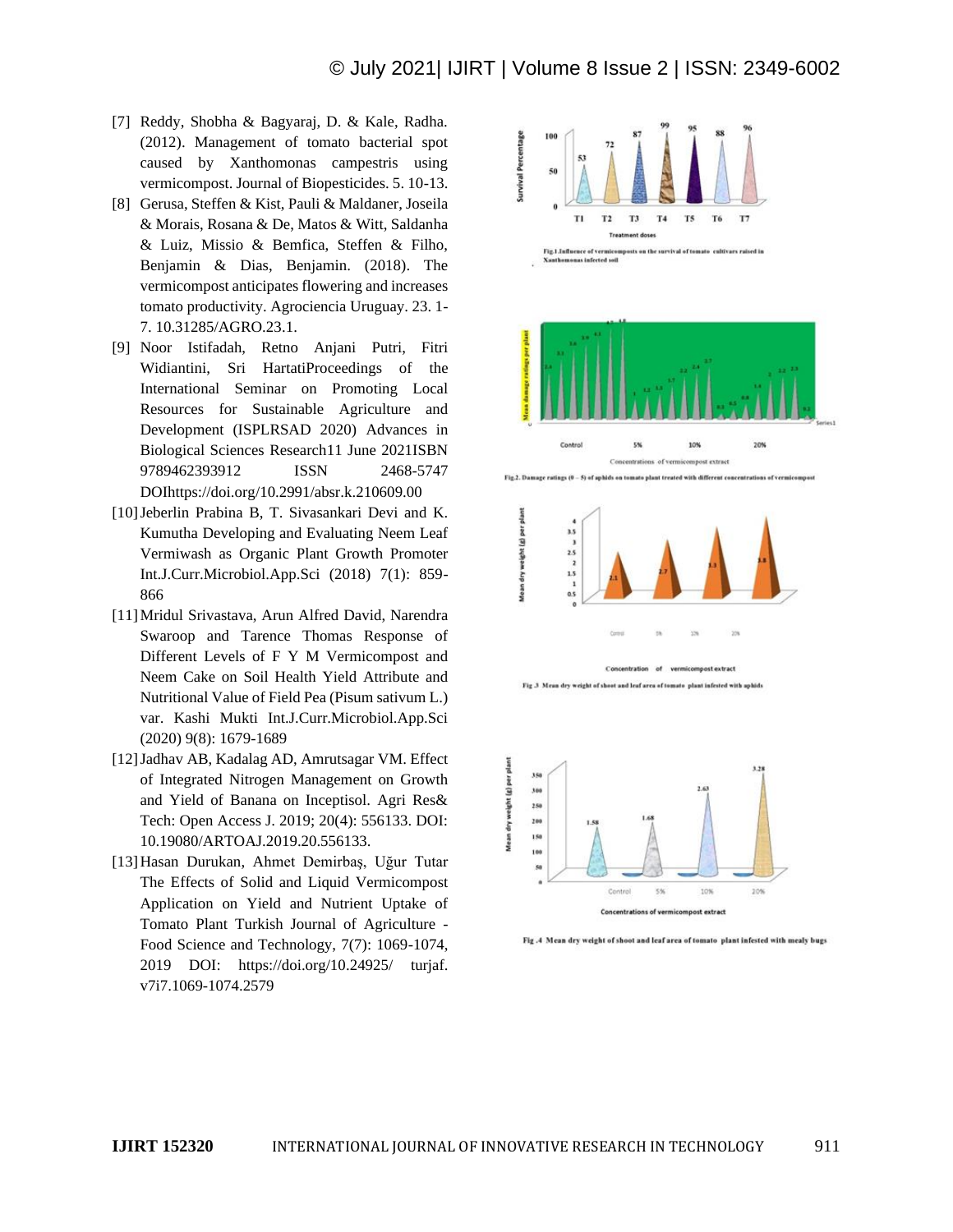[7] Reddy, Shobha & Bagyaraj, D. & Kale, Radha. (2012). Management of tomato bacterial spot caused by Xanthomonas campestris using vermicompost. Journal of Biopesticides. 5. 10-13.

[8] Gerusa, Steffen & Kist, Pauli & Maldaner, Joseila & Morais, Rosana & De, Matos & Witt, Saldanha & Luiz, Missio & Bemfica, Steffen & Filho, Benjamin & Dias, Benjamin. (2018). The vermicompost anticipates flowering and increases tomato productivity. Agrociencia Uruguay. 23. 1-7. 10.31285/AGRO.23.1.

[9] Noor Istifadah, Retno Anjani Putri, Fitri Widiantini, Sri HartatiProceedings of the International Seminar on Promoting Local Resources for Sustainable Agriculture and Development (ISPLRSAD 2020) Advances in Biological Sciences Research11 June 2021ISBN 9789462393912 ISSN 2468-5747 DOIhttps://doi.org/10.2991/absr.k.210609.00

[10] Jeberlin Prabina B, T. Sivasankari Devi and K. Kumutha Developing and Evaluating Neem Leaf Vermiwash as Organic Plant Growth Promoter Int.J.Curr.Microbiol.App.Sci (2018) 7(1): 859-866

[11] Mridul Srivastava, Arun Alfred David, Narendra Swaroop and Tarence Thomas Response of Different Levels of F Y M Vermicompost and Neem Cake on Soil Health Yield Attribute and Nutritional Value of Field Pea (Pisum sativum L.) var. Kashi Mukti Int.J.Curr.Microbiol.App.Sci (2020) 9(8): 1679-1689

[12] Jadhav AB, Kadalag AD, Amrutsagar VM. Effect of Integrated Nitrogen Management on Growth and Yield of Banana on Inceptisol. Agri Res& Tech: Open Access J. 2019; 20(4): 556133. DOI: 10.19080/ARTOAJ.2019.20.556133.

[13] Hasan Durukan, Ahmet Demirbaş, Uğur Tutar The Effects of Solid and Liquid Vermicompost Application on Yield and Nutrient Uptake of Tomato Plant Turkish Journal of Agriculture - Food Science and Technology, 7(7): 1069-1074, 2019 DOI: https://doi.org/10.24925/ turjaf. v7i7.1069-1074.2579

Survival Percentage
100
50
0
53 72 87 99 95 88 96
T1 T2 T3 T4 T5 T6 T7
Treatment doses

Fig.1.Influence of vermicomposts on the survival of tomato cultivars raised in Xanthomonas infected soil

Mean damage ratings per plant
Control 5% 10% 20%
Concentrations of vermicompost extract
Series1

Fig.2. Damage ratings (0 – 5) of aphids on tomato plant treated with different concentrations of vermicompost

Mean dry weight (g) per plant
4
3.5
3
2.5
2
1.5
1
0.5
0
2.1 2.7 3.3 3.8
Control 5% 10% 20%
Concentration of vermicompost extract

Fig .3 Mean dry weight of shoot and leaf area of tomato plant infested with aphids

Mean dry weight (g) per plant
350
300
250
200
150
100
50
0
1.58 1.68 2.63 3.28
Control 5% 10% 20%
Concentrations of vermicompost extract

Fig .4 Mean dry weight of shoot and leaf area of tomato plant infested with mealy bugs